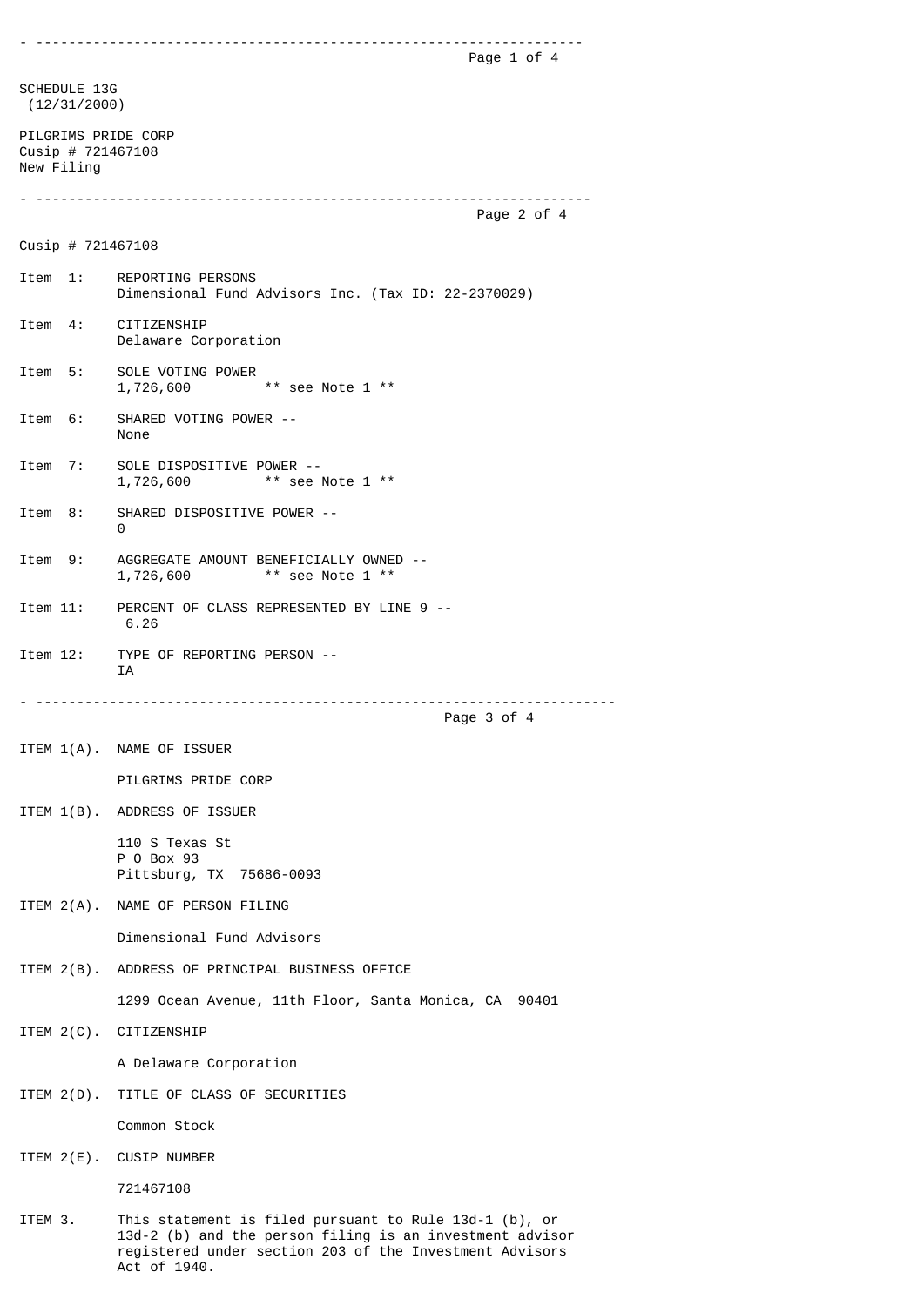SCHEDULE 13G
(12/31/2000)

PILGRIMS PRIDE CORP
Cusip # 721467108
New Filing

---

Cusip # 721467108

Item 1: REPORTING PERSONS
Dimensional Fund Advisors Inc. (Tax ID: 22-2370029)

Item 4: CITIZENSHIP
Delaware Corporation

Item 5: SOLE VOTING POWER
1,726,600 ** see Note 1 **

Item 6: SHARED VOTING POWER --
None

Item 7: SOLE DISPOSITIVE POWER --
1,726,600 ** see Note 1 **

Item 8: SHARED DISPOSITIVE POWER --
0

Item 9: AGGREGATE AMOUNT BENEFICIALLY OWNED --
1,726,600 ** see Note 1 **

Item 11: PERCENT OF CLASS REPRESENTED BY LINE 9 --
6.26

Item 12: TYPE OF REPORTING PERSON --
IA

---

ITEM 1(A). NAME OF ISSUER

PILGRIMS PRIDE CORP

ITEM 1(B). ADDRESS OF ISSUER

110 S Texas St
P O Box 93
Pittsburg, TX 75686-0093

ITEM 2(A). NAME OF PERSON FILING

Dimensional Fund Advisors

ITEM 2(B). ADDRESS OF PRINCIPAL BUSINESS OFFICE

1299 Ocean Avenue, 11th Floor, Santa Monica, CA 90401

ITEM 2(C). CITIZENSHIP

A Delaware Corporation

ITEM 2(D). TITLE OF CLASS OF SECURITIES

Common Stock

ITEM 2(E). CUSIP NUMBER

721467108

ITEM 3. This statement is filed pursuant to Rule 13d-1 (b), or 13d-2 (b) and the person filing is an investment advisor registered under section 203 of the Investment Advisors Act of 1940.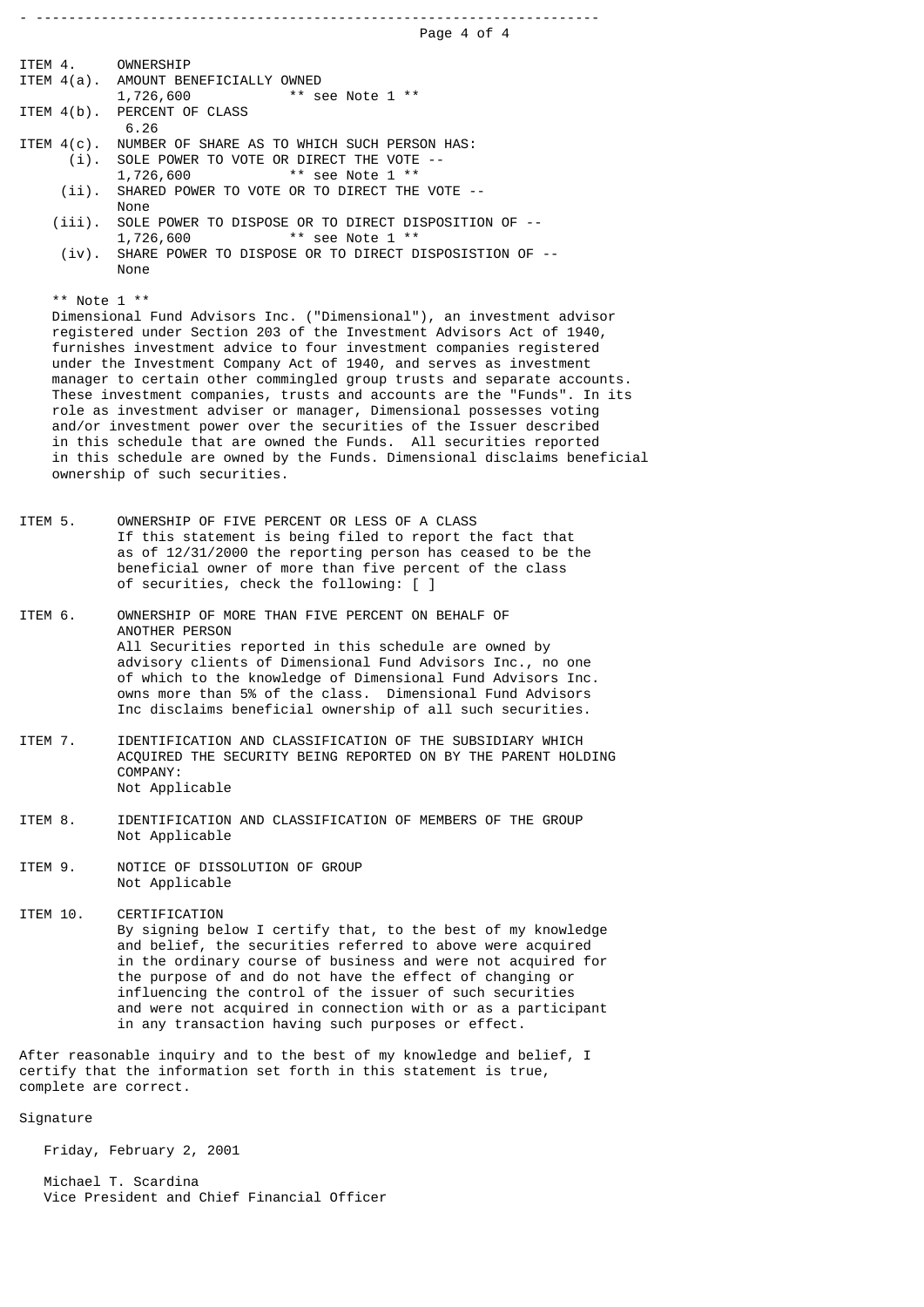ITEM 4. OWNERSHIP

ITEM 4(a). AMOUNT BENEFICIALLY OWNED
1,726,600 ** see Note 1 **

ITEM 4(b). PERCENT OF CLASS
6.26

ITEM 4(c). NUMBER OF SHARE AS TO WHICH SUCH PERSON HAS:

(i). SOLE POWER TO VOTE OR DIRECT THE VOTE --
1,726,600 ** see Note 1 **

(ii). SHARED POWER TO VOTE OR TO DIRECT THE VOTE --
None

(iii). SOLE POWER TO DISPOSE OR TO DIRECT DISPOSITION OF --
1,726,600 ** see Note 1 **

(iv). SHARE POWER TO DISPOSE OR TO DIRECT DISPOSISTION OF --
None

** Note 1 **

Dimensional Fund Advisors Inc. ("Dimensional"), an investment advisor registered under Section 203 of the Investment Advisors Act of 1940, furnishes investment advice to four investment companies registered under the Investment Company Act of 1940, and serves as investment manager to certain other commingled group trusts and separate accounts. These investment companies, trusts and accounts are the "Funds". In its role as investment adviser or manager, Dimensional possesses voting and/or investment power over the securities of the Issuer described in this schedule that are owned the Funds. All securities reported in this schedule are owned by the Funds. Dimensional disclaims beneficial ownership of such securities.

ITEM 5. OWNERSHIP OF FIVE PERCENT OR LESS OF A CLASS

If this statement is being filed to report the fact that as of 12/31/2000 the reporting person has ceased to be the beneficial owner of more than five percent of the class of securities, check the following: [ ]

ITEM 6. OWNERSHIP OF MORE THAN FIVE PERCENT ON BEHALF OF ANOTHER PERSON

All Securities reported in this schedule are owned by advisory clients of Dimensional Fund Advisors Inc., no one of which to the knowledge of Dimensional Fund Advisors Inc. owns more than 5% of the class. Dimensional Fund Advisors Inc disclaims beneficial ownership of all such securities.

ITEM 7. IDENTIFICATION AND CLASSIFICATION OF THE SUBSIDIARY WHICH ACQUIRED THE SECURITY BEING REPORTED ON BY THE PARENT HOLDING COMPANY:

Not Applicable

ITEM 8. IDENTIFICATION AND CLASSIFICATION OF MEMBERS OF THE GROUP

Not Applicable

ITEM 9. NOTICE OF DISSOLUTION OF GROUP

Not Applicable

ITEM 10. CERTIFICATION

By signing below I certify that, to the best of my knowledge and belief, the securities referred to above were acquired in the ordinary course of business and were not acquired for the purpose of and do not have the effect of changing or influencing the control of the issuer of such securities and were not acquired in connection with or as a participant in any transaction having such purposes or effect.

After reasonable inquiry and to the best of my knowledge and belief, I certify that the information set forth in this statement is true, complete are correct.

Signature

Friday, February 2, 2001

Michael T. Scardina
Vice President and Chief Financial Officer